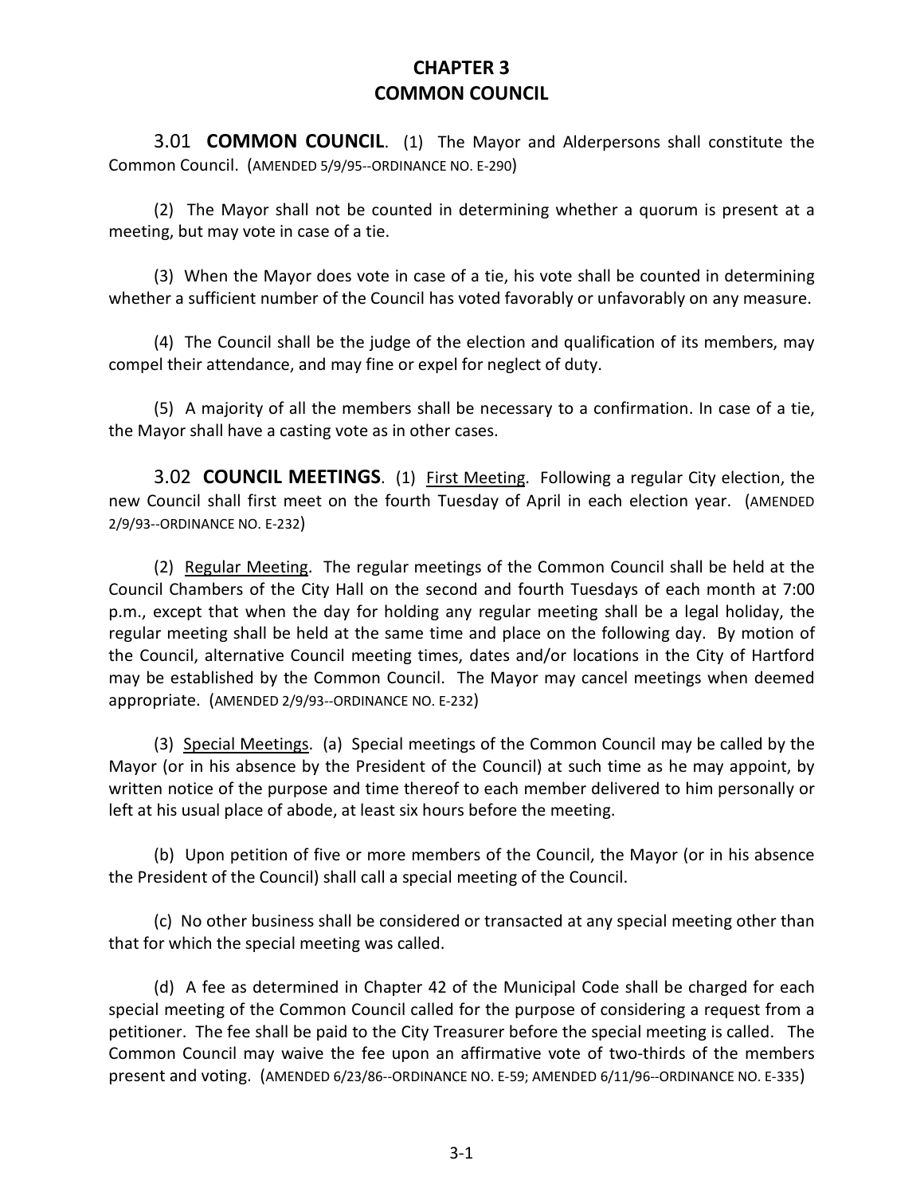# CHAPTER 3
# COMMON COUNCIL

3.01 **COMMON COUNCIL**. (1) The Mayor and Alderpersons shall constitute the Common Council. (AMENDED 5/9/95--ORDINANCE NO. E-290)

(2) The Mayor shall not be counted in determining whether a quorum is present at a meeting, but may vote in case of a tie.

(3) When the Mayor does vote in case of a tie, his vote shall be counted in determining whether a sufficient number of the Council has voted favorably or unfavorably on any measure.

(4) The Council shall be the judge of the election and qualification of its members, may compel their attendance, and may fine or expel for neglect of duty.

(5) A majority of all the members shall be necessary to a confirmation. In case of a tie, the Mayor shall have a casting vote as in other cases.

3.02 **COUNCIL MEETINGS**. (1) First Meeting. Following a regular City election, the new Council shall first meet on the fourth Tuesday of April in each election year. (AMENDED 2/9/93--ORDINANCE NO. E-232)

(2) Regular Meeting. The regular meetings of the Common Council shall be held at the Council Chambers of the City Hall on the second and fourth Tuesdays of each month at 7:00 p.m., except that when the day for holding any regular meeting shall be a legal holiday, the regular meeting shall be held at the same time and place on the following day. By motion of the Council, alternative Council meeting times, dates and/or locations in the City of Hartford may be established by the Common Council. The Mayor may cancel meetings when deemed appropriate. (AMENDED 2/9/93--ORDINANCE NO. E-232)

(3) Special Meetings. (a) Special meetings of the Common Council may be called by the Mayor (or in his absence by the President of the Council) at such time as he may appoint, by written notice of the purpose and time thereof to each member delivered to him personally or left at his usual place of abode, at least six hours before the meeting.

(b) Upon petition of five or more members of the Council, the Mayor (or in his absence the President of the Council) shall call a special meeting of the Council.

(c) No other business shall be considered or transacted at any special meeting other than that for which the special meeting was called.

(d) A fee as determined in Chapter 42 of the Municipal Code shall be charged for each special meeting of the Common Council called for the purpose of considering a request from a petitioner. The fee shall be paid to the City Treasurer before the special meeting is called. The Common Council may waive the fee upon an affirmative vote of two-thirds of the members present and voting. (AMENDED 6/23/86--ORDINANCE NO. E-59; AMENDED 6/11/96--ORDINANCE NO. E-335)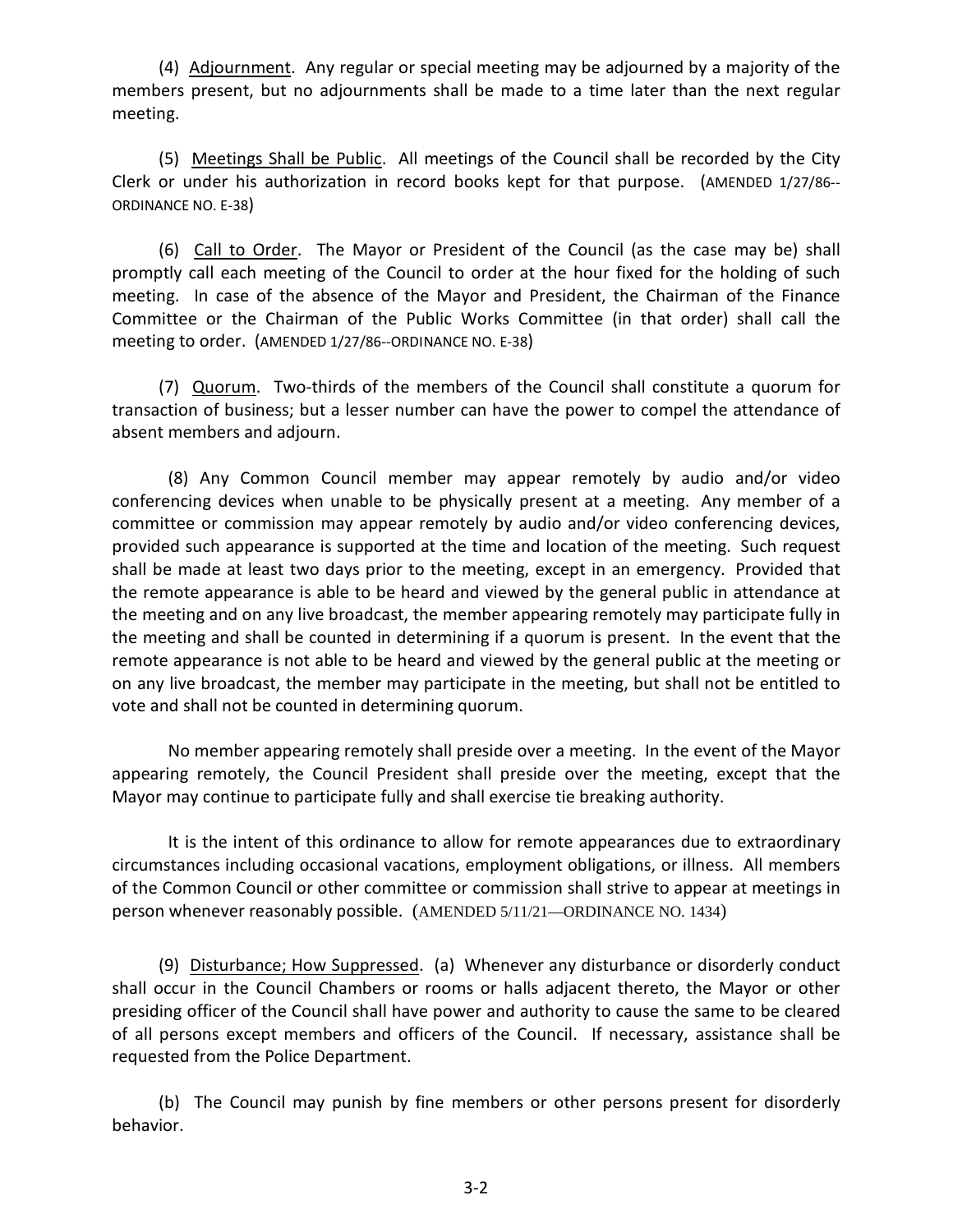(4) Adjournment. Any regular or special meeting may be adjourned by a majority of the members present, but no adjournments shall be made to a time later than the next regular meeting.

(5) Meetings Shall be Public. All meetings of the Council shall be recorded by the City Clerk or under his authorization in record books kept for that purpose. (AMENDED 1/27/86--ORDINANCE NO. E-38)

(6) Call to Order. The Mayor or President of the Council (as the case may be) shall promptly call each meeting of the Council to order at the hour fixed for the holding of such meeting. In case of the absence of the Mayor and President, the Chairman of the Finance Committee or the Chairman of the Public Works Committee (in that order) shall call the meeting to order. (AMENDED 1/27/86--ORDINANCE NO. E-38)

(7) Quorum. Two-thirds of the members of the Council shall constitute a quorum for transaction of business; but a lesser number can have the power to compel the attendance of absent members and adjourn.

(8) Any Common Council member may appear remotely by audio and/or video conferencing devices when unable to be physically present at a meeting. Any member of a committee or commission may appear remotely by audio and/or video conferencing devices, provided such appearance is supported at the time and location of the meeting. Such request shall be made at least two days prior to the meeting, except in an emergency. Provided that the remote appearance is able to be heard and viewed by the general public in attendance at the meeting and on any live broadcast, the member appearing remotely may participate fully in the meeting and shall be counted in determining if a quorum is present. In the event that the remote appearance is not able to be heard and viewed by the general public at the meeting or on any live broadcast, the member may participate in the meeting, but shall not be entitled to vote and shall not be counted in determining quorum.

No member appearing remotely shall preside over a meeting. In the event of the Mayor appearing remotely, the Council President shall preside over the meeting, except that the Mayor may continue to participate fully and shall exercise tie breaking authority.

It is the intent of this ordinance to allow for remote appearances due to extraordinary circumstances including occasional vacations, employment obligations, or illness. All members of the Common Council or other committee or commission shall strive to appear at meetings in person whenever reasonably possible. (AMENDED 5/11/21—ORDINANCE NO. 1434)

(9) Disturbance; How Suppressed. (a) Whenever any disturbance or disorderly conduct shall occur in the Council Chambers or rooms or halls adjacent thereto, the Mayor or other presiding officer of the Council shall have power and authority to cause the same to be cleared of all persons except members and officers of the Council. If necessary, assistance shall be requested from the Police Department.

(b) The Council may punish by fine members or other persons present for disorderly behavior.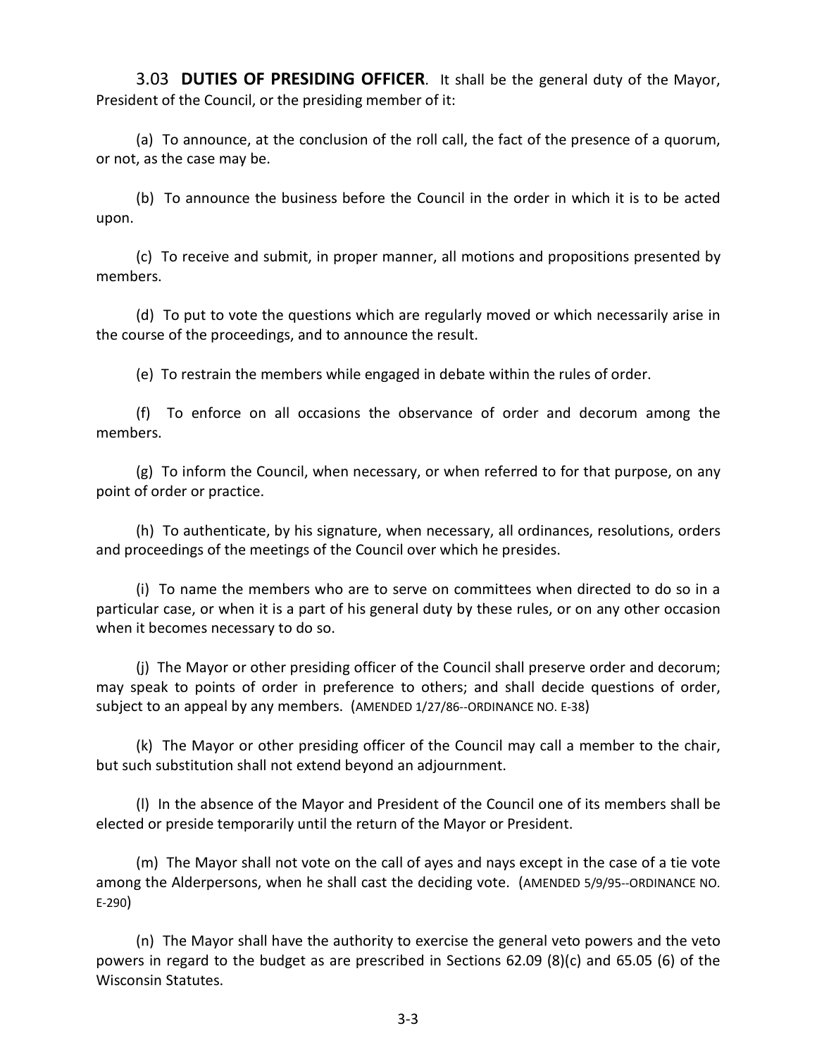3.03 **DUTIES OF PRESIDING OFFICER**. It shall be the general duty of the Mayor, President of the Council, or the presiding member of it:

(a) To announce, at the conclusion of the roll call, the fact of the presence of a quorum, or not, as the case may be.

(b) To announce the business before the Council in the order in which it is to be acted upon.

(c) To receive and submit, in proper manner, all motions and propositions presented by members.

(d) To put to vote the questions which are regularly moved or which necessarily arise in the course of the proceedings, and to announce the result.

(e) To restrain the members while engaged in debate within the rules of order.

(f) To enforce on all occasions the observance of order and decorum among the members.

(g) To inform the Council, when necessary, or when referred to for that purpose, on any point of order or practice.

(h) To authenticate, by his signature, when necessary, all ordinances, resolutions, orders and proceedings of the meetings of the Council over which he presides.

(i) To name the members who are to serve on committees when directed to do so in a particular case, or when it is a part of his general duty by these rules, or on any other occasion when it becomes necessary to do so.

(j) The Mayor or other presiding officer of the Council shall preserve order and decorum; may speak to points of order in preference to others; and shall decide questions of order, subject to an appeal by any members. (AMENDED 1/27/86--ORDINANCE NO. E-38)

(k) The Mayor or other presiding officer of the Council may call a member to the chair, but such substitution shall not extend beyond an adjournment.

(l) In the absence of the Mayor and President of the Council one of its members shall be elected or preside temporarily until the return of the Mayor or President.

(m) The Mayor shall not vote on the call of ayes and nays except in the case of a tie vote among the Alderpersons, when he shall cast the deciding vote. (AMENDED 5/9/95--ORDINANCE NO. E-290)

(n) The Mayor shall have the authority to exercise the general veto powers and the veto powers in regard to the budget as are prescribed in Sections 62.09 (8)(c) and 65.05 (6) of the Wisconsin Statutes.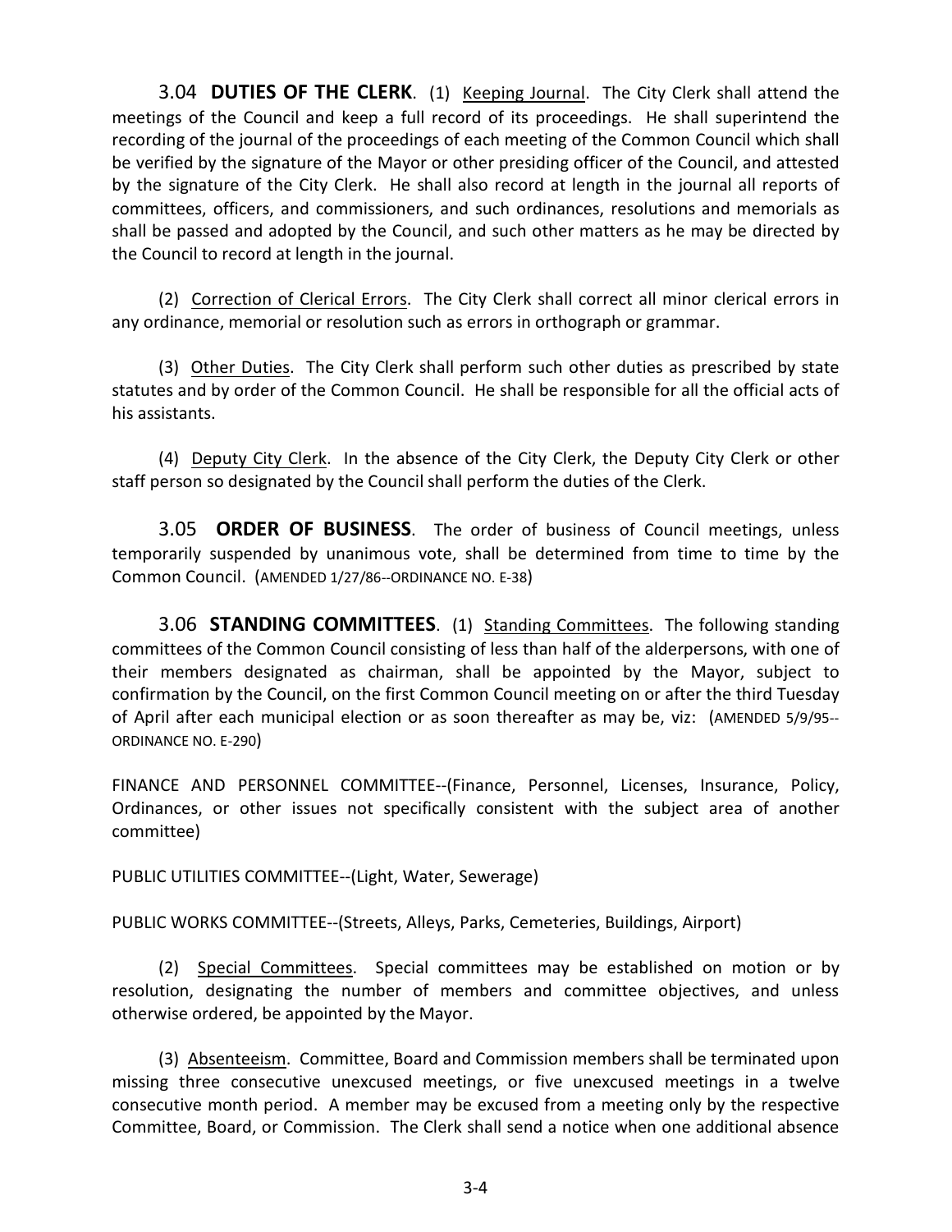**3.04 DUTIES OF THE CLERK**. (1) Keeping Journal. The City Clerk shall attend the meetings of the Council and keep a full record of its proceedings. He shall superintend the recording of the journal of the proceedings of each meeting of the Common Council which shall be verified by the signature of the Mayor or other presiding officer of the Council, and attested by the signature of the City Clerk. He shall also record at length in the journal all reports of committees, officers, and commissioners, and such ordinances, resolutions and memorials as shall be passed and adopted by the Council, and such other matters as he may be directed by the Council to record at length in the journal.

(2) Correction of Clerical Errors. The City Clerk shall correct all minor clerical errors in any ordinance, memorial or resolution such as errors in orthograph or grammar.

(3) Other Duties. The City Clerk shall perform such other duties as prescribed by state statutes and by order of the Common Council. He shall be responsible for all the official acts of his assistants.

(4) Deputy City Clerk. In the absence of the City Clerk, the Deputy City Clerk or other staff person so designated by the Council shall perform the duties of the Clerk.

**3.05 ORDER OF BUSINESS**. The order of business of Council meetings, unless temporarily suspended by unanimous vote, shall be determined from time to time by the Common Council. (AMENDED 1/27/86--ORDINANCE NO. E-38)

**3.06 STANDING COMMITTEES**. (1) Standing Committees. The following standing committees of the Common Council consisting of less than half of the alderpersons, with one of their members designated as chairman, shall be appointed by the Mayor, subject to confirmation by the Council, on the first Common Council meeting on or after the third Tuesday of April after each municipal election or as soon thereafter as may be, viz: (AMENDED 5/9/95--ORDINANCE NO. E-290)

FINANCE AND PERSONNEL COMMITTEE--(Finance, Personnel, Licenses, Insurance, Policy, Ordinances, or other issues not specifically consistent with the subject area of another committee)

PUBLIC UTILITIES COMMITTEE--(Light, Water, Sewerage)

PUBLIC WORKS COMMITTEE--(Streets, Alleys, Parks, Cemeteries, Buildings, Airport)

(2) Special Committees. Special committees may be established on motion or by resolution, designating the number of members and committee objectives, and unless otherwise ordered, be appointed by the Mayor.

(3) Absenteeism. Committee, Board and Commission members shall be terminated upon missing three consecutive unexcused meetings, or five unexcused meetings in a twelve consecutive month period. A member may be excused from a meeting only by the respective Committee, Board, or Commission. The Clerk shall send a notice when one additional absence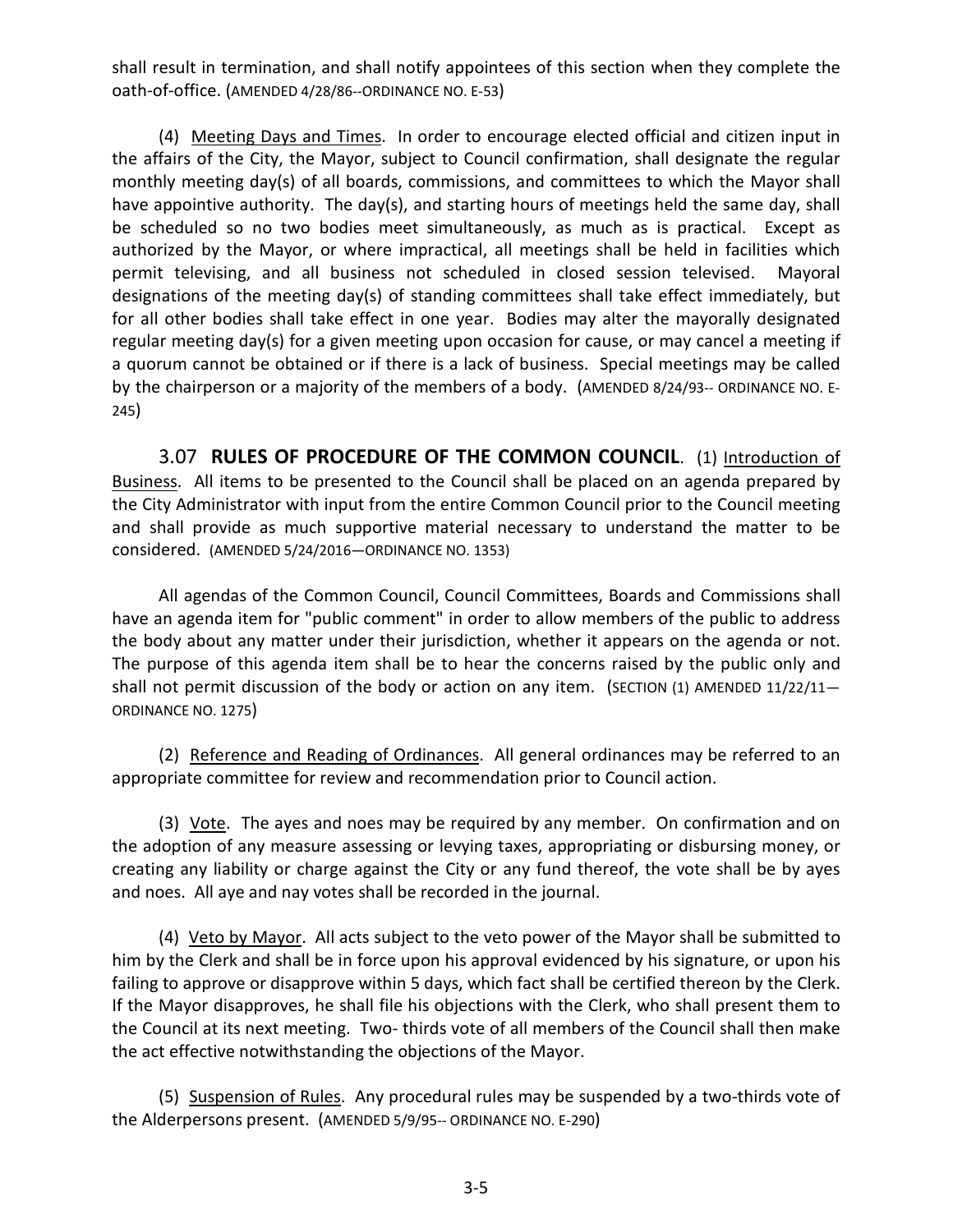shall result in termination, and shall notify appointees of this section when they complete the oath-of-office. (AMENDED 4/28/86--ORDINANCE NO. E-53)

(4) Meeting Days and Times. In order to encourage elected official and citizen input in the affairs of the City, the Mayor, subject to Council confirmation, shall designate the regular monthly meeting day(s) of all boards, commissions, and committees to which the Mayor shall have appointive authority. The day(s), and starting hours of meetings held the same day, shall be scheduled so no two bodies meet simultaneously, as much as is practical. Except as authorized by the Mayor, or where impractical, all meetings shall be held in facilities which permit televising, and all business not scheduled in closed session televised. Mayoral designations of the meeting day(s) of standing committees shall take effect immediately, but for all other bodies shall take effect in one year. Bodies may alter the mayorally designated regular meeting day(s) for a given meeting upon occasion for cause, or may cancel a meeting if a quorum cannot be obtained or if there is a lack of business. Special meetings may be called by the chairperson or a majority of the members of a body. (AMENDED 8/24/93-- ORDINANCE NO. E-245)

3.07 **RULES OF PROCEDURE OF THE COMMON COUNCIL**. (1) Introduction of Business. All items to be presented to the Council shall be placed on an agenda prepared by the City Administrator with input from the entire Common Council prior to the Council meeting and shall provide as much supportive material necessary to understand the matter to be considered. (AMENDED 5/24/2016—ORDINANCE NO. 1353)

All agendas of the Common Council, Council Committees, Boards and Commissions shall have an agenda item for "public comment" in order to allow members of the public to address the body about any matter under their jurisdiction, whether it appears on the agenda or not. The purpose of this agenda item shall be to hear the concerns raised by the public only and shall not permit discussion of the body or action on any item. (SECTION (1) AMENDED 11/22/11—ORDINANCE NO. 1275)

(2) Reference and Reading of Ordinances. All general ordinances may be referred to an appropriate committee for review and recommendation prior to Council action.

(3) Vote. The ayes and noes may be required by any member. On confirmation and on the adoption of any measure assessing or levying taxes, appropriating or disbursing money, or creating any liability or charge against the City or any fund thereof, the vote shall be by ayes and noes. All aye and nay votes shall be recorded in the journal.

(4) Veto by Mayor. All acts subject to the veto power of the Mayor shall be submitted to him by the Clerk and shall be in force upon his approval evidenced by his signature, or upon his failing to approve or disapprove within 5 days, which fact shall be certified thereon by the Clerk. If the Mayor disapproves, he shall file his objections with the Clerk, who shall present them to the Council at its next meeting. Two- thirds vote of all members of the Council shall then make the act effective notwithstanding the objections of the Mayor.

(5) Suspension of Rules. Any procedural rules may be suspended by a two-thirds vote of the Alderpersons present. (AMENDED 5/9/95-- ORDINANCE NO. E-290)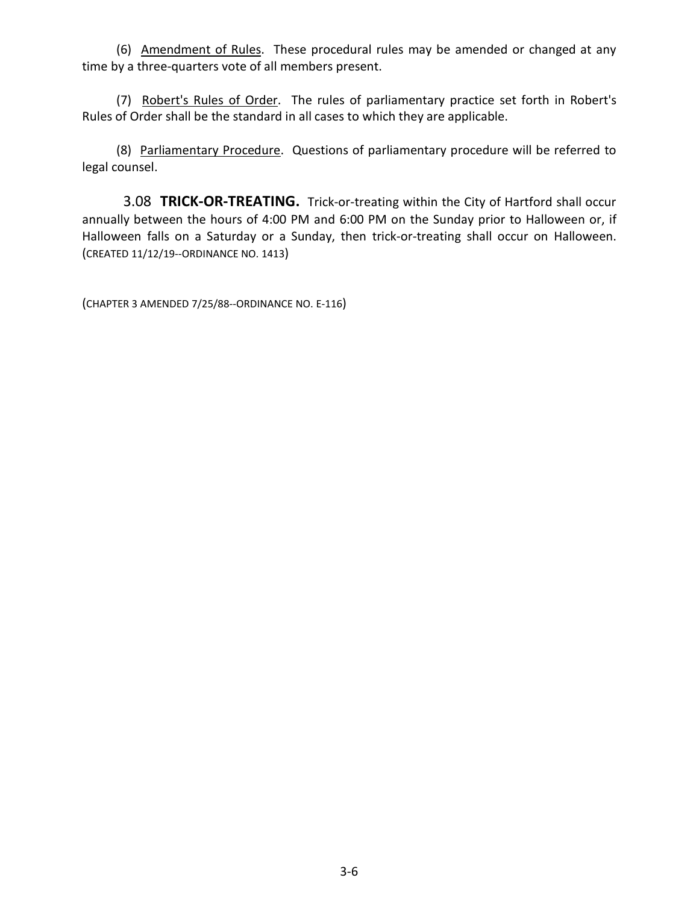(6) Amendment of Rules. These procedural rules may be amended or changed at any time by a three-quarters vote of all members present.

(7) Robert's Rules of Order. The rules of parliamentary practice set forth in Robert's Rules of Order shall be the standard in all cases to which they are applicable.

(8) Parliamentary Procedure. Questions of parliamentary procedure will be referred to legal counsel.

3.08 **TRICK-OR-TREATING.** Trick-or-treating within the City of Hartford shall occur annually between the hours of 4:00 PM and 6:00 PM on the Sunday prior to Halloween or, if Halloween falls on a Saturday or a Sunday, then trick-or-treating shall occur on Halloween. (CREATED 11/12/19--ORDINANCE NO. 1413)

(CHAPTER 3 AMENDED 7/25/88--ORDINANCE NO. E-116)